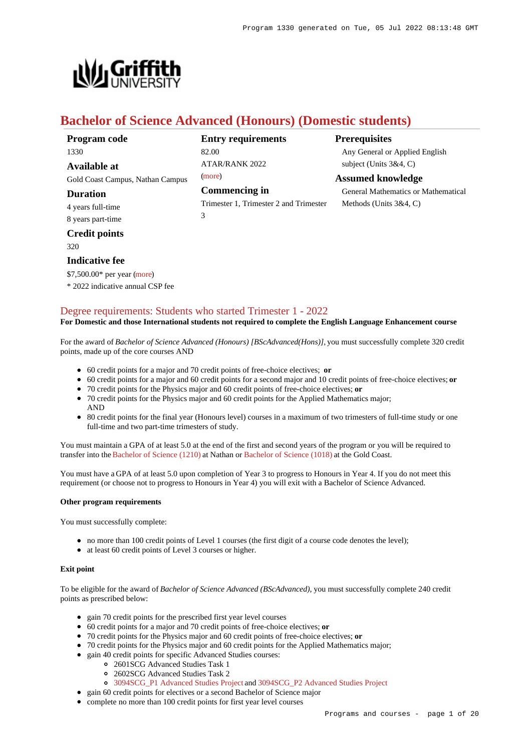# Bachelor of Science Advanced (Honours) (Domestic students)

**Program code**
1330

**Available at**
Gold Coast Campus, Nathan Campus

**Duration**
4 years full-time
8 years part-time

**Credit points**
320

**Indicative fee**
$7,500.00* per year (more)
* 2022 indicative annual CSP fee

**Entry requirements**
82.00
ATAR/RANK 2022
(more)

**Commencing in**
Trimester 1, Trimester 2 and Trimester 3

**Prerequisites**
Any General or Applied English subject (Units 3&4, C)

**Assumed knowledge**
General Mathematics or Mathematical Methods (Units 3&4, C)

## Degree requirements: Students who started Trimester 1 - 2022

**For Domestic and those International students not required to complete the English Language Enhancement course**

For the award of *Bachelor of Science Advanced (Honours) [BScAdvanced(Hons)]*, you must successfully complete 320 credit points, made up of the core courses AND

- 60 credit points for a major and 70 credit points of free-choice electives; **or**
- 60 credit points for a major and 60 credit points for a second major and 10 credit points of free-choice electives; **or**
- 70 credit points for the Physics major and 60 credit points of free-choice electives; **or**
- 70 credit points for the Physics major and 60 credit points for the Applied Mathematics major;
  AND
- 80 credit points for the final year (Honours level) courses in a maximum of two trimesters of full-time study or one full-time and two part-time trimesters of study.

You must maintain a GPA of at least 5.0 at the end of the first and second years of the program or you will be required to transfer into the Bachelor of Science (1210) at Nathan or Bachelor of Science (1018) at the Gold Coast.

You must have a GPA of at least 5.0 upon completion of Year 3 to progress to Honours in Year 4. If you do not meet this requirement (or choose not to progress to Honours in Year 4) you will exit with a Bachelor of Science Advanced.

#### Other program requirements

You must successfully complete:

- no more than 100 credit points of Level 1 courses (the first digit of a course code denotes the level);
- at least 60 credit points of Level 3 courses or higher.

#### Exit point

To be eligible for the award of *Bachelor of Science Advanced (BScAdvanced)*, you must successfully complete 240 credit points as prescribed below:

- gain 70 credit points for the prescribed first year level courses
- 60 credit points for a major and 70 credit points of free-choice electives; **or**
- 70 credit points for the Physics major and 60 credit points of free-choice electives; **or**
- 70 credit points for the Physics major and 60 credit points for the Applied Mathematics major;
- gain 40 credit points for specific Advanced Studies courses:
  - 2601SCG Advanced Studies Task 1
  - 2602SCG Advanced Studies Task 2
  - 3094SCG_P1 Advanced Studies Project and 3094SCG_P2 Advanced Studies Project
- gain 60 credit points for electives or a second Bachelor of Science major
- complete no more than 100 credit points for first year level courses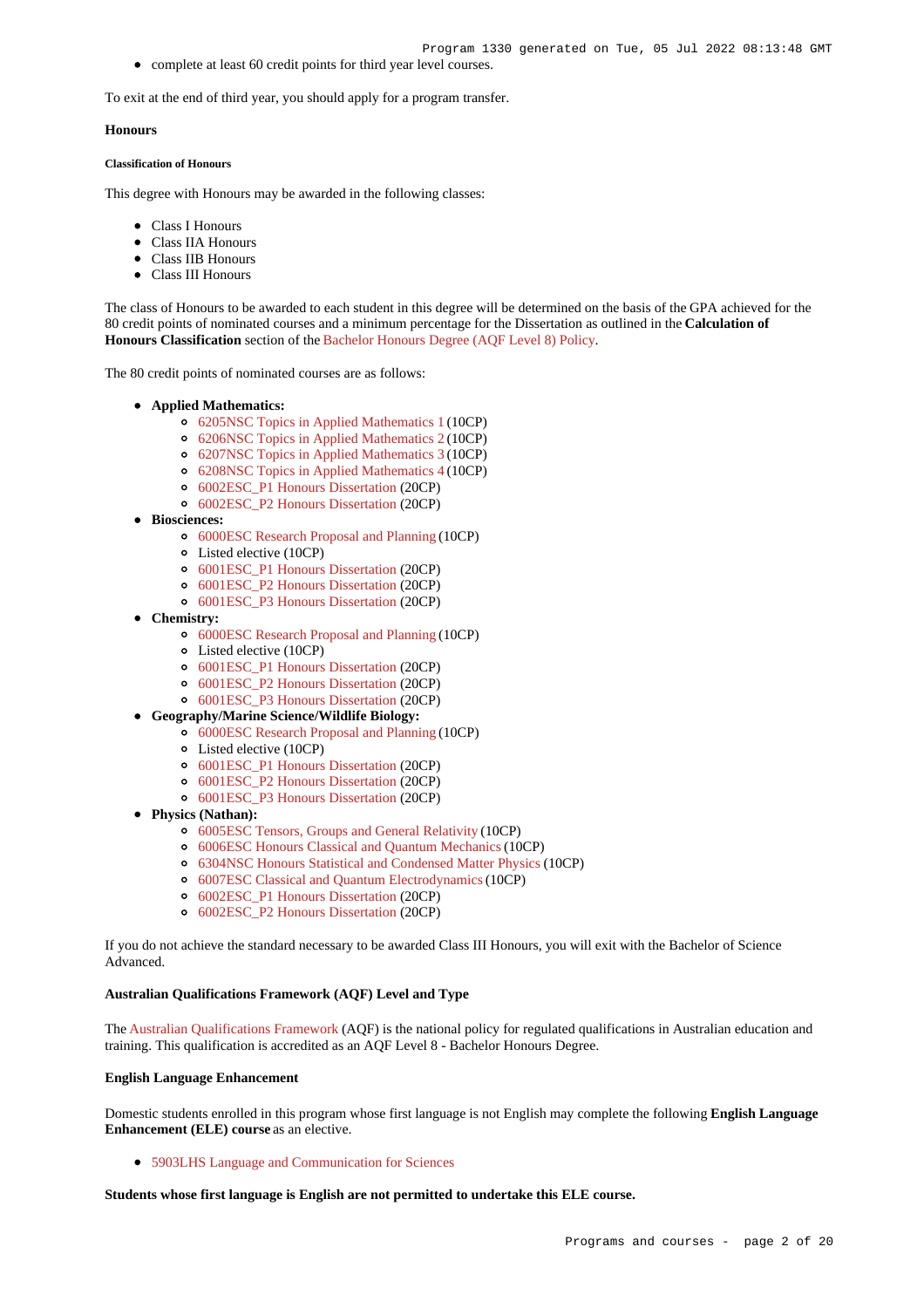- complete at least 60 credit points for third year level courses.

To exit at the end of third year, you should apply for a program transfer.

### Honours

#### Classification of Honours

This degree with Honours may be awarded in the following classes:

- Class I Honours
- Class IIA Honours
- Class IIB Honours
- Class III Honours

The class of Honours to be awarded to each student in this degree will be determined on the basis of the GPA achieved for the 80 credit points of nominated courses and a minimum percentage for the Dissertation as outlined in the **Calculation of Honours Classification** section of the Bachelor Honours Degree (AQF Level 8) Policy.

The 80 credit points of nominated courses are as follows:

- **Applied Mathematics:**
  - 6205NSC Topics in Applied Mathematics 1 (10CP)
  - 6206NSC Topics in Applied Mathematics 2 (10CP)
  - 6207NSC Topics in Applied Mathematics 3 (10CP)
  - 6208NSC Topics in Applied Mathematics 4 (10CP)
  - 6002ESC_P1 Honours Dissertation (20CP)
  - 6002ESC_P2 Honours Dissertation (20CP)
- **Biosciences:**
  - 6000ESC Research Proposal and Planning (10CP)
  - Listed elective (10CP)
  - 6001ESC_P1 Honours Dissertation (20CP)
  - 6001ESC_P2 Honours Dissertation (20CP)
  - 6001ESC_P3 Honours Dissertation (20CP)
- **Chemistry:**
  - 6000ESC Research Proposal and Planning (10CP)
  - Listed elective (10CP)
  - 6001ESC_P1 Honours Dissertation (20CP)
  - 6001ESC_P2 Honours Dissertation (20CP)
  - 6001ESC_P3 Honours Dissertation (20CP)
- **Geography/Marine Science/Wildlife Biology:**
  - 6000ESC Research Proposal and Planning (10CP)
  - Listed elective (10CP)
  - 6001ESC_P1 Honours Dissertation (20CP)
  - 6001ESC_P2 Honours Dissertation (20CP)
  - 6001ESC_P3 Honours Dissertation (20CP)
- **Physics (Nathan):**
  - 6005ESC Tensors, Groups and General Relativity (10CP)
  - 6006ESC Honours Classical and Quantum Mechanics (10CP)
  - 6304NSC Honours Statistical and Condensed Matter Physics (10CP)
  - 6007ESC Classical and Quantum Electrodynamics (10CP)
  - 6002ESC_P1 Honours Dissertation (20CP)
  - 6002ESC_P2 Honours Dissertation (20CP)

If you do not achieve the standard necessary to be awarded Class III Honours, you will exit with the Bachelor of Science Advanced.

### Australian Qualifications Framework (AQF) Level and Type

The Australian Qualifications Framework (AQF) is the national policy for regulated qualifications in Australian education and training. This qualification is accredited as an AQF Level 8 - Bachelor Honours Degree.

### English Language Enhancement

Domestic students enrolled in this program whose first language is not English may complete the following **English Language Enhancement (ELE) course** as an elective.

- 5903LHS Language and Communication for Sciences

**Students whose first language is English are not permitted to undertake this ELE course.**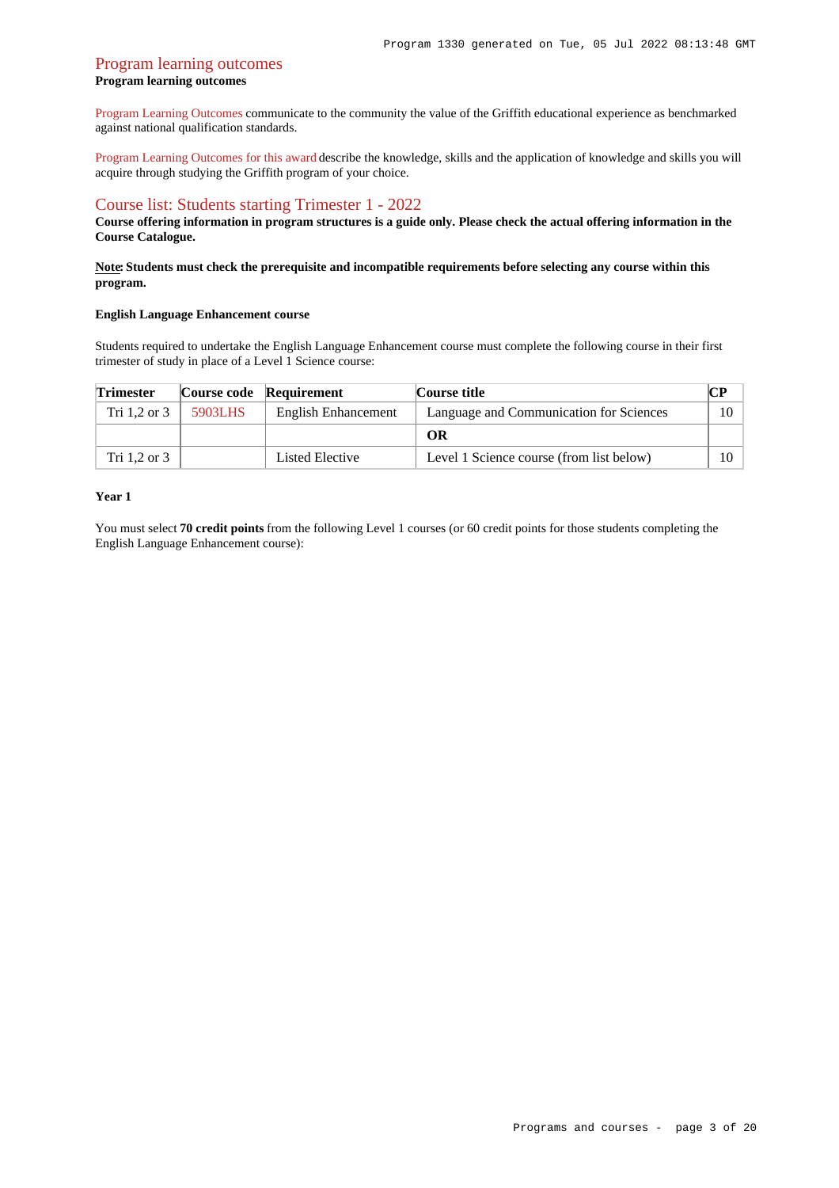## Program learning outcomes

**Program learning outcomes**

Program Learning Outcomes communicate to the community the value of the Griffith educational experience as benchmarked against national qualification standards.

Program Learning Outcomes for this award describe the knowledge, skills and the application of knowledge and skills you will acquire through studying the Griffith program of your choice.

## Course list: Students starting Trimester 1 - 2022

**Course offering information in program structures is a guide only. Please check the actual offering information in the Course Catalogue.**

**Note: Students must check the prerequisite and incompatible requirements before selecting any course within this program.**

**English Language Enhancement course**

Students required to undertake the English Language Enhancement course must complete the following course in their first trimester of study in place of a Level 1 Science course:

| Trimester | Course code | Requirement | Course title | CP |
|---|---|---|---|---|
| Tri 1,2 or 3 | 5903LHS | English Enhancement | Language and Communication for Sciences | 10 |
| | | | **OR** | |
| Tri 1,2 or 3 | | Listed Elective | Level 1 Science course (from list below) | 10 |

**Year 1**

You must select **70 credit points** from the following Level 1 courses (or 60 credit points for those students completing the English Language Enhancement course):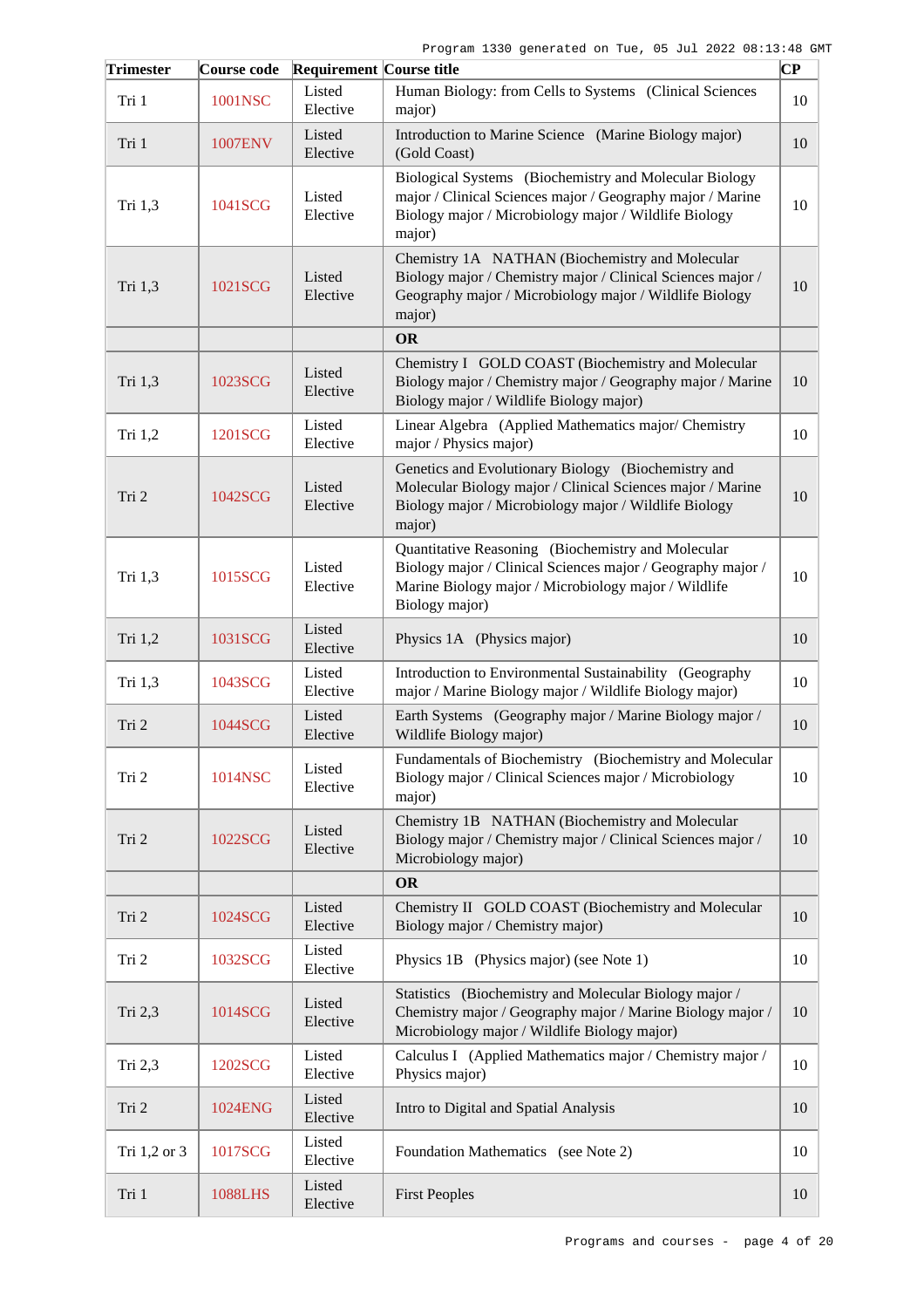| Trimester | Course code | Requirement | Course title | CP |
|---|---|---|---|---|
| Tri 1 | 1001NSC | Listed Elective | Human Biology: from Cells to Systems (Clinical Sciences major) | 10 |
| Tri 1 | 1007ENV | Listed Elective | Introduction to Marine Science (Marine Biology major) (Gold Coast) | 10 |
| Tri 1,3 | 1041SCG | Listed Elective | Biological Systems (Biochemistry and Molecular Biology major / Clinical Sciences major / Geography major / Marine Biology major / Microbiology major / Wildlife Biology major) | 10 |
| Tri 1,3 | 1021SCG | Listed Elective | Chemistry 1A NATHAN (Biochemistry and Molecular Biology major / Chemistry major / Clinical Sciences major / Geography major / Microbiology major / Wildlife Biology major) | 10 |
| | | | **OR** | |
| Tri 1,3 | 1023SCG | Listed Elective | Chemistry I GOLD COAST (Biochemistry and Molecular Biology major / Chemistry major / Geography major / Marine Biology major / Wildlife Biology major) | 10 |
| Tri 1,2 | 1201SCG | Listed Elective | Linear Algebra (Applied Mathematics major/ Chemistry major / Physics major) | 10 |
| Tri 2 | 1042SCG | Listed Elective | Genetics and Evolutionary Biology (Biochemistry and Molecular Biology major / Clinical Sciences major / Marine Biology major / Microbiology major / Wildlife Biology major) | 10 |
| Tri 1,3 | 1015SCG | Listed Elective | Quantitative Reasoning (Biochemistry and Molecular Biology major / Clinical Sciences major / Geography major / Marine Biology major / Microbiology major / Wildlife Biology major) | 10 |
| Tri 1,2 | 1031SCG | Listed Elective | Physics 1A (Physics major) | 10 |
| Tri 1,3 | 1043SCG | Listed Elective | Introduction to Environmental Sustainability (Geography major / Marine Biology major / Wildlife Biology major) | 10 |
| Tri 2 | 1044SCG | Listed Elective | Earth Systems (Geography major / Marine Biology major / Wildlife Biology major) | 10 |
| Tri 2 | 1014NSC | Listed Elective | Fundamentals of Biochemistry (Biochemistry and Molecular Biology major / Clinical Sciences major / Microbiology major) | 10 |
| Tri 2 | 1022SCG | Listed Elective | Chemistry 1B NATHAN (Biochemistry and Molecular Biology major / Chemistry major / Clinical Sciences major / Microbiology major) | 10 |
| | | | **OR** | |
| Tri 2 | 1024SCG | Listed Elective | Chemistry II GOLD COAST (Biochemistry and Molecular Biology major / Chemistry major) | 10 |
| Tri 2 | 1032SCG | Listed Elective | Physics 1B (Physics major) (see Note 1) | 10 |
| Tri 2,3 | 1014SCG | Listed Elective | Statistics (Biochemistry and Molecular Biology major / Chemistry major / Geography major / Marine Biology major / Microbiology major / Wildlife Biology major) | 10 |
| Tri 2,3 | 1202SCG | Listed Elective | Calculus I (Applied Mathematics major / Chemistry major / Physics major) | 10 |
| Tri 2 | 1024ENG | Listed Elective | Intro to Digital and Spatial Analysis | 10 |
| Tri 1,2 or 3 | 1017SCG | Listed Elective | Foundation Mathematics (see Note 2) | 10 |
| Tri 1 | 1088LHS | Listed Elective | First Peoples | 10 |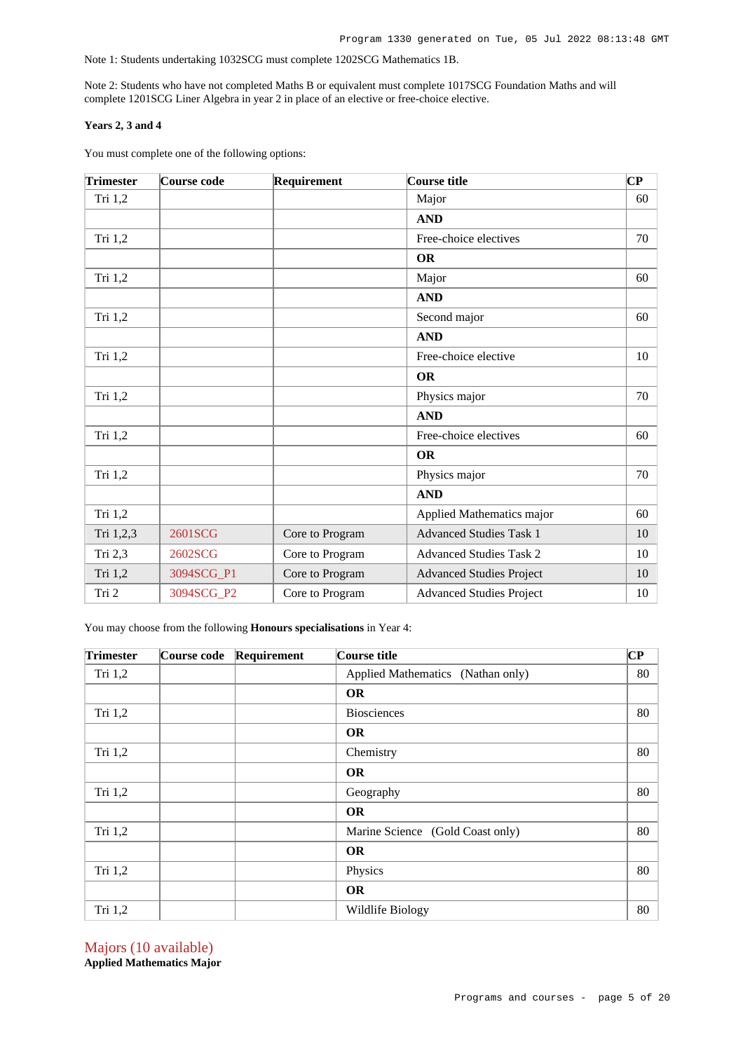Note 1: Students undertaking 1032SCG must complete 1202SCG Mathematics 1B.

Note 2: Students who have not completed Maths B or equivalent must complete 1017SCG Foundation Maths and will complete 1201SCG Liner Algebra in year 2 in place of an elective or free-choice elective.

**Years 2, 3 and 4**

You must complete one of the following options:

| Trimester | Course code | Requirement | Course title | CP |
|---|---|---|---|---|
| Tri 1,2 | | | Major | 60 |
| | | | **AND** | |
| Tri 1,2 | | | Free-choice electives | 70 |
| | | | **OR** | |
| Tri 1,2 | | | Major | 60 |
| | | | **AND** | |
| Tri 1,2 | | | Second major | 60 |
| | | | **AND** | |
| Tri 1,2 | | | Free-choice elective | 10 |
| | | | **OR** | |
| Tri 1,2 | | | Physics major | 70 |
| | | | **AND** | |
| Tri 1,2 | | | Free-choice electives | 60 |
| | | | **OR** | |
| Tri 1,2 | | | Physics major | 70 |
| | | | **AND** | |
| Tri 1,2 | | | Applied Mathematics major | 60 |
| Tri 1,2,3 | 2601SCG | Core to Program | Advanced Studies Task 1 | 10 |
| Tri 2,3 | 2602SCG | Core to Program | Advanced Studies Task 2 | 10 |
| Tri 1,2 | 3094SCG_P1 | Core to Program | Advanced Studies Project | 10 |
| Tri 2 | 3094SCG_P2 | Core to Program | Advanced Studies Project | 10 |

You may choose from the following **Honours specialisations** in Year 4:

| Trimester | Course code | Requirement | Course title | CP |
|---|---|---|---|---|
| Tri 1,2 | | | Applied Mathematics (Nathan only) | 80 |
| | | | **OR** | |
| Tri 1,2 | | | Biosciences | 80 |
| | | | **OR** | |
| Tri 1,2 | | | Chemistry | 80 |
| | | | **OR** | |
| Tri 1,2 | | | Geography | 80 |
| | | | **OR** | |
| Tri 1,2 | | | Marine Science (Gold Coast only) | 80 |
| | | | **OR** | |
| Tri 1,2 | | | Physics | 80 |
| | | | **OR** | |
| Tri 1,2 | | | Wildlife Biology | 80 |

## Majors (10 available)

**Applied Mathematics Major**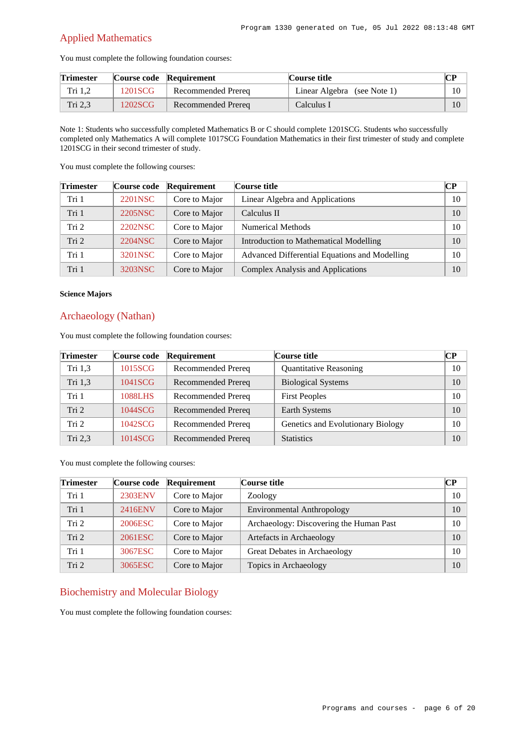## Applied Mathematics

You must complete the following foundation courses:

| Trimester | Course code | Requirement | Course title | CP |
|---|---|---|---|---|
| Tri 1,2 | 1201SCG | Recommended Prereq | Linear Algebra (see Note 1) | 10 |
| Tri 2,3 | 1202SCG | Recommended Prereq | Calculus I | 10 |

Note 1: Students who successfully completed Mathematics B or C should complete 1201SCG. Students who successfully completed only Mathematics A will complete 1017SCG Foundation Mathematics in their first trimester of study and complete 1201SCG in their second trimester of study.

You must complete the following courses:

| Trimester | Course code | Requirement | Course title | CP |
|---|---|---|---|---|
| Tri 1 | 2201NSC | Core to Major | Linear Algebra and Applications | 10 |
| Tri 1 | 2205NSC | Core to Major | Calculus II | 10 |
| Tri 2 | 2202NSC | Core to Major | Numerical Methods | 10 |
| Tri 2 | 2204NSC | Core to Major | Introduction to Mathematical Modelling | 10 |
| Tri 1 | 3201NSC | Core to Major | Advanced Differential Equations and Modelling | 10 |
| Tri 1 | 3203NSC | Core to Major | Complex Analysis and Applications | 10 |

**Science Majors**

## Archaeology (Nathan)

You must complete the following foundation courses:

| Trimester | Course code | Requirement | Course title | CP |
|---|---|---|---|---|
| Tri 1,3 | 1015SCG | Recommended Prereq | Quantitative Reasoning | 10 |
| Tri 1,3 | 1041SCG | Recommended Prereq | Biological Systems | 10 |
| Tri 1 | 1088LHS | Recommended Prereq | First Peoples | 10 |
| Tri 2 | 1044SCG | Recommended Prereq | Earth Systems | 10 |
| Tri 2 | 1042SCG | Recommended Prereq | Genetics and Evolutionary Biology | 10 |
| Tri 2,3 | 1014SCG | Recommended Prereq | Statistics | 10 |

You must complete the following courses:

| Trimester | Course code | Requirement | Course title | CP |
|---|---|---|---|---|
| Tri 1 | 2303ENV | Core to Major | Zoology | 10 |
| Tri 1 | 2416ENV | Core to Major | Environmental Anthropology | 10 |
| Tri 2 | 2006ESC | Core to Major | Archaeology: Discovering the Human Past | 10 |
| Tri 2 | 2061ESC | Core to Major | Artefacts in Archaeology | 10 |
| Tri 1 | 3067ESC | Core to Major | Great Debates in Archaeology | 10 |
| Tri 2 | 3065ESC | Core to Major | Topics in Archaeology | 10 |

## Biochemistry and Molecular Biology

You must complete the following foundation courses: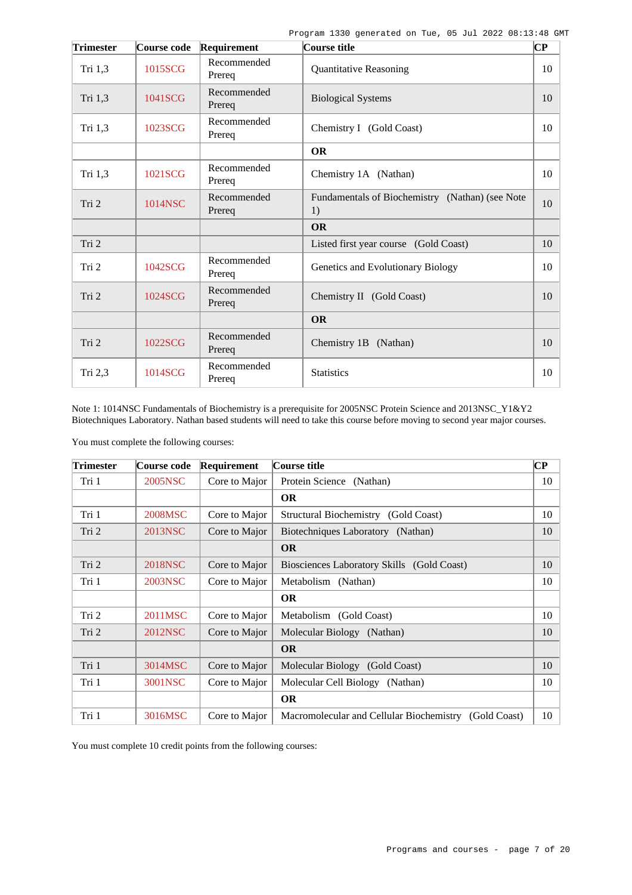| Trimester | Course code | Requirement | Course title | CP |
|---|---|---|---|---|
| Tri 1,3 | 1015SCG | Recommended Prereq | Quantitative Reasoning | 10 |
| Tri 1,3 | 1041SCG | Recommended Prereq | Biological Systems | 10 |
| Tri 1,3 | 1023SCG | Recommended Prereq | Chemistry I (Gold Coast) | 10 |
| | | | **OR** | |
| Tri 1,3 | 1021SCG | Recommended Prereq | Chemistry 1A (Nathan) | 10 |
| Tri 2 | 1014NSC | Recommended Prereq | Fundamentals of Biochemistry (Nathan) (see Note 1) | 10 |
| | | | **OR** | |
| Tri 2 | | | Listed first year course (Gold Coast) | 10 |
| Tri 2 | 1042SCG | Recommended Prereq | Genetics and Evolutionary Biology | 10 |
| Tri 2 | 1024SCG | Recommended Prereq | Chemistry II (Gold Coast) | 10 |
| | | | **OR** | |
| Tri 2 | 1022SCG | Recommended Prereq | Chemistry 1B (Nathan) | 10 |
| Tri 2,3 | 1014SCG | Recommended Prereq | Statistics | 10 |

Note 1: 1014NSC Fundamentals of Biochemistry is a prerequisite for 2005NSC Protein Science and 2013NSC_Y1&Y2 Biotechniques Laboratory. Nathan based students will need to take this course before moving to second year major courses.

You must complete the following courses:

| Trimester | Course code | Requirement | Course title | CP |
|---|---|---|---|---|
| Tri 1 | 2005NSC | Core to Major | Protein Science (Nathan) | 10 |
| | | | **OR** | |
| Tri 1 | 2008MSC | Core to Major | Structural Biochemistry (Gold Coast) | 10 |
| Tri 2 | 2013NSC | Core to Major | Biotechniques Laboratory (Nathan) | 10 |
| | | | **OR** | |
| Tri 2 | 2018NSC | Core to Major | Biosciences Laboratory Skills (Gold Coast) | 10 |
| Tri 1 | 2003NSC | Core to Major | Metabolism (Nathan) | 10 |
| | | | **OR** | |
| Tri 2 | 2011MSC | Core to Major | Metabolism (Gold Coast) | 10 |
| Tri 2 | 2012NSC | Core to Major | Molecular Biology (Nathan) | 10 |
| | | | **OR** | |
| Tri 1 | 3014MSC | Core to Major | Molecular Biology (Gold Coast) | 10 |
| Tri 1 | 3001NSC | Core to Major | Molecular Cell Biology (Nathan) | 10 |
| | | | **OR** | |
| Tri 1 | 3016MSC | Core to Major | Macromolecular and Cellular Biochemistry (Gold Coast) | 10 |

You must complete 10 credit points from the following courses: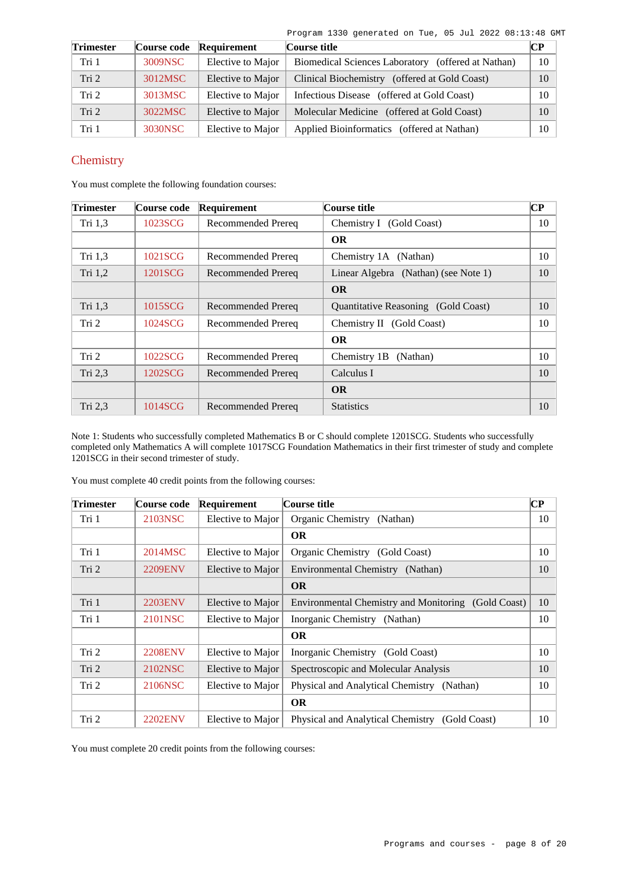| Trimester | Course code | Requirement | Course title | CP |
|---|---|---|---|---|
| Tri 1 | 3009NSC | Elective to Major | Biomedical Sciences Laboratory (offered at Nathan) | 10 |
| Tri 2 | 3012MSC | Elective to Major | Clinical Biochemistry (offered at Gold Coast) | 10 |
| Tri 2 | 3013MSC | Elective to Major | Infectious Disease (offered at Gold Coast) | 10 |
| Tri 2 | 3022MSC | Elective to Major | Molecular Medicine (offered at Gold Coast) | 10 |
| Tri 1 | 3030NSC | Elective to Major | Applied Bioinformatics (offered at Nathan) | 10 |

## Chemistry

You must complete the following foundation courses:

| Trimester | Course code | Requirement | Course title | CP |
|---|---|---|---|---|
| Tri 1,3 | 1023SCG | Recommended Prereq | Chemistry I (Gold Coast) | 10 |
| | | | **OR** | |
| Tri 1,3 | 1021SCG | Recommended Prereq | Chemistry 1A (Nathan) | 10 |
| Tri 1,2 | 1201SCG | Recommended Prereq | Linear Algebra (Nathan) (see Note 1) | 10 |
| | | | **OR** | |
| Tri 1,3 | 1015SCG | Recommended Prereq | Quantitative Reasoning (Gold Coast) | 10 |
| Tri 2 | 1024SCG | Recommended Prereq | Chemistry II (Gold Coast) | 10 |
| | | | **OR** | |
| Tri 2 | 1022SCG | Recommended Prereq | Chemistry 1B (Nathan) | 10 |
| Tri 2,3 | 1202SCG | Recommended Prereq | Calculus I | 10 |
| | | | **OR** | |
| Tri 2,3 | 1014SCG | Recommended Prereq | Statistics | 10 |

Note 1: Students who successfully completed Mathematics B or C should complete 1201SCG. Students who successfully completed only Mathematics A will complete 1017SCG Foundation Mathematics in their first trimester of study and complete 1201SCG in their second trimester of study.

You must complete 40 credit points from the following courses:

| Trimester | Course code | Requirement | Course title | CP |
|---|---|---|---|---|
| Tri 1 | 2103NSC | Elective to Major | Organic Chemistry (Nathan) | 10 |
| | | | **OR** | |
| Tri 1 | 2014MSC | Elective to Major | Organic Chemistry (Gold Coast) | 10 |
| Tri 2 | 2209ENV | Elective to Major | Environmental Chemistry (Nathan) | 10 |
| | | | **OR** | |
| Tri 1 | 2203ENV | Elective to Major | Environmental Chemistry and Monitoring (Gold Coast) | 10 |
| Tri 1 | 2101NSC | Elective to Major | Inorganic Chemistry (Nathan) | 10 |
| | | | **OR** | |
| Tri 2 | 2208ENV | Elective to Major | Inorganic Chemistry (Gold Coast) | 10 |
| Tri 2 | 2102NSC | Elective to Major | Spectroscopic and Molecular Analysis | 10 |
| Tri 2 | 2106NSC | Elective to Major | Physical and Analytical Chemistry (Nathan) | 10 |
| | | | **OR** | |
| Tri 2 | 2202ENV | Elective to Major | Physical and Analytical Chemistry (Gold Coast) | 10 |

You must complete 20 credit points from the following courses: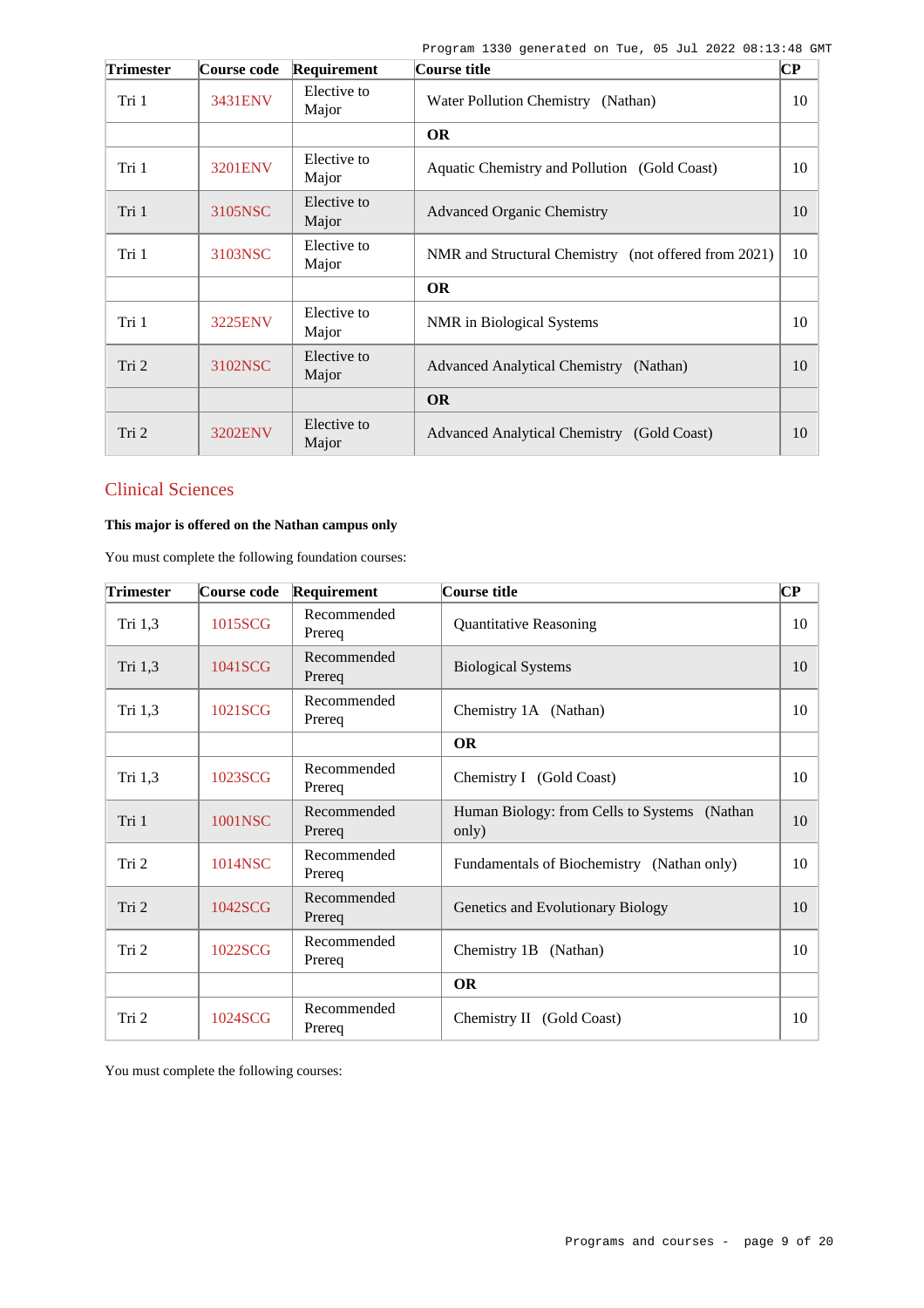| Trimester | Course code | Requirement | Course title | CP |
|---|---|---|---|---|
| Tri 1 | 3431ENV | Elective to Major | Water Pollution Chemistry (Nathan) | 10 |
| | | | **OR** | |
| Tri 1 | 3201ENV | Elective to Major | Aquatic Chemistry and Pollution (Gold Coast) | 10 |
| Tri 1 | 3105NSC | Elective to Major | Advanced Organic Chemistry | 10 |
| Tri 1 | 3103NSC | Elective to Major | NMR and Structural Chemistry (not offered from 2021) | 10 |
| | | | **OR** | |
| Tri 1 | 3225ENV | Elective to Major | NMR in Biological Systems | 10 |
| Tri 2 | 3102NSC | Elective to Major | Advanced Analytical Chemistry (Nathan) | 10 |
| | | | **OR** | |
| Tri 2 | 3202ENV | Elective to Major | Advanced Analytical Chemistry (Gold Coast) | 10 |

## Clinical Sciences

**This major is offered on the Nathan campus only**

You must complete the following foundation courses:

| Trimester | Course code | Requirement | Course title | CP |
|---|---|---|---|---|
| Tri 1,3 | 1015SCG | Recommended Prereq | Quantitative Reasoning | 10 |
| Tri 1,3 | 1041SCG | Recommended Prereq | Biological Systems | 10 |
| Tri 1,3 | 1021SCG | Recommended Prereq | Chemistry 1A (Nathan) | 10 |
| | | | **OR** | |
| Tri 1,3 | 1023SCG | Recommended Prereq | Chemistry I (Gold Coast) | 10 |
| Tri 1 | 1001NSC | Recommended Prereq | Human Biology: from Cells to Systems (Nathan only) | 10 |
| Tri 2 | 1014NSC | Recommended Prereq | Fundamentals of Biochemistry (Nathan only) | 10 |
| Tri 2 | 1042SCG | Recommended Prereq | Genetics and Evolutionary Biology | 10 |
| Tri 2 | 1022SCG | Recommended Prereq | Chemistry 1B (Nathan) | 10 |
| | | | **OR** | |
| Tri 2 | 1024SCG | Recommended Prereq | Chemistry II (Gold Coast) | 10 |

You must complete the following courses: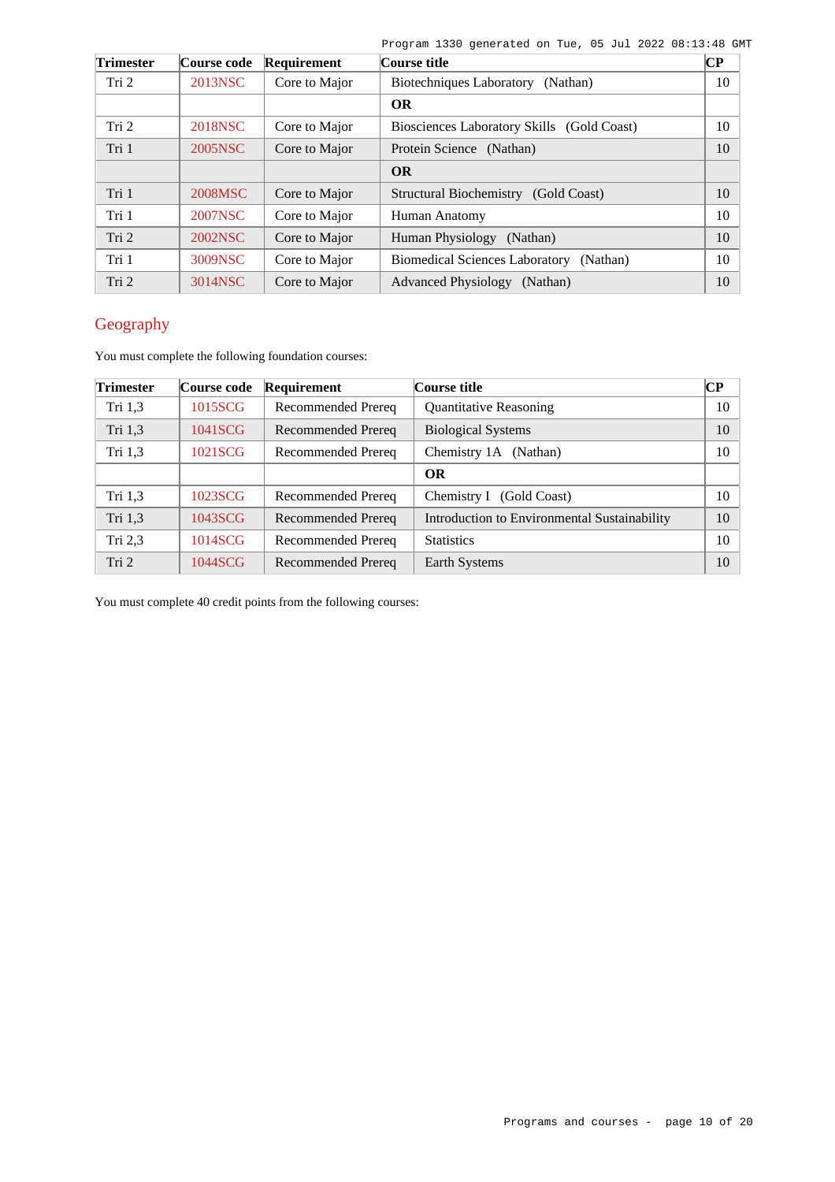| Trimester | Course code | Requirement | Course title | CP |
|---|---|---|---|---|
| Tri 2 | 2013NSC | Core to Major | Biotechniques Laboratory (Nathan) | 10 |
| | | | **OR** | |
| Tri 2 | 2018NSC | Core to Major | Biosciences Laboratory Skills (Gold Coast) | 10 |
| Tri 1 | 2005NSC | Core to Major | Protein Science (Nathan) | 10 |
| | | | **OR** | |
| Tri 1 | 2008MSC | Core to Major | Structural Biochemistry (Gold Coast) | 10 |
| Tri 1 | 2007NSC | Core to Major | Human Anatomy | 10 |
| Tri 2 | 2002NSC | Core to Major | Human Physiology (Nathan) | 10 |
| Tri 1 | 3009NSC | Core to Major | Biomedical Sciences Laboratory (Nathan) | 10 |
| Tri 2 | 3014NSC | Core to Major | Advanced Physiology (Nathan) | 10 |

## Geography

You must complete the following foundation courses:

| Trimester | Course code | Requirement | Course title | CP |
|---|---|---|---|---|
| Tri 1,3 | 1015SCG | Recommended Prereq | Quantitative Reasoning | 10 |
| Tri 1,3 | 1041SCG | Recommended Prereq | Biological Systems | 10 |
| Tri 1,3 | 1021SCG | Recommended Prereq | Chemistry 1A (Nathan) | 10 |
| | | | **OR** | |
| Tri 1,3 | 1023SCG | Recommended Prereq | Chemistry I (Gold Coast) | 10 |
| Tri 1,3 | 1043SCG | Recommended Prereq | Introduction to Environmental Sustainability | 10 |
| Tri 2,3 | 1014SCG | Recommended Prereq | Statistics | 10 |
| Tri 2 | 1044SCG | Recommended Prereq | Earth Systems | 10 |

You must complete 40 credit points from the following courses: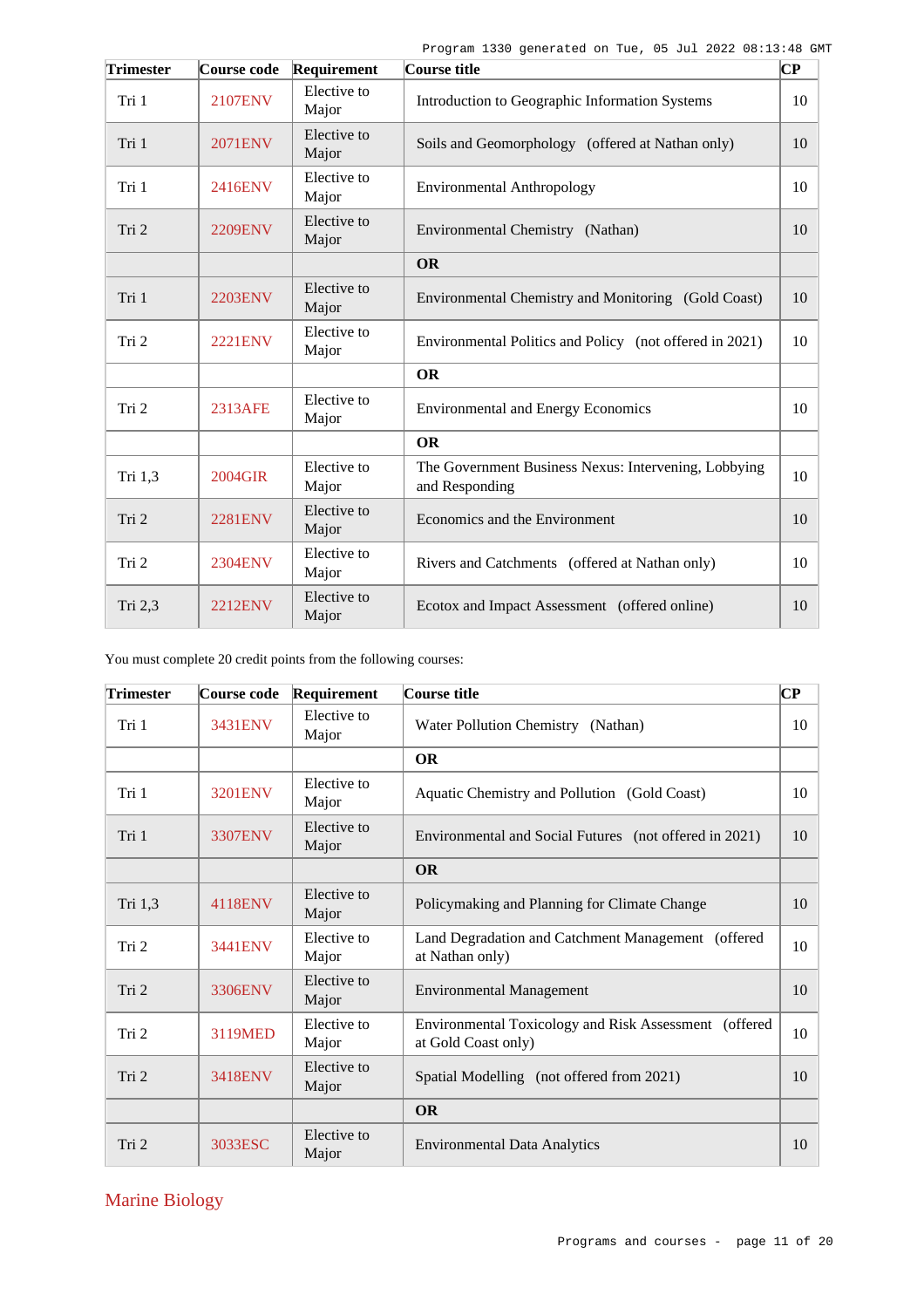| Trimester | Course code | Requirement | Course title | CP |
|---|---|---|---|---|
| Tri 1 | 2107ENV | Elective to Major | Introduction to Geographic Information Systems | 10 |
| Tri 1 | 2071ENV | Elective to Major | Soils and Geomorphology (offered at Nathan only) | 10 |
| Tri 1 | 2416ENV | Elective to Major | Environmental Anthropology | 10 |
| Tri 2 | 2209ENV | Elective to Major | Environmental Chemistry (Nathan) | 10 |
| | | | **OR** | |
| Tri 1 | 2203ENV | Elective to Major | Environmental Chemistry and Monitoring (Gold Coast) | 10 |
| Tri 2 | 2221ENV | Elective to Major | Environmental Politics and Policy (not offered in 2021) | 10 |
| | | | **OR** | |
| Tri 2 | 2313AFE | Elective to Major | Environmental and Energy Economics | 10 |
| | | | **OR** | |
| Tri 1,3 | 2004GIR | Elective to Major | The Government Business Nexus: Intervening, Lobbying and Responding | 10 |
| Tri 2 | 2281ENV | Elective to Major | Economics and the Environment | 10 |
| Tri 2 | 2304ENV | Elective to Major | Rivers and Catchments (offered at Nathan only) | 10 |
| Tri 2,3 | 2212ENV | Elective to Major | Ecotox and Impact Assessment (offered online) | 10 |

You must complete 20 credit points from the following courses:

| Trimester | Course code | Requirement | Course title | CP |
|---|---|---|---|---|
| Tri 1 | 3431ENV | Elective to Major | Water Pollution Chemistry (Nathan) | 10 |
| | | | **OR** | |
| Tri 1 | 3201ENV | Elective to Major | Aquatic Chemistry and Pollution (Gold Coast) | 10 |
| Tri 1 | 3307ENV | Elective to Major | Environmental and Social Futures (not offered in 2021) | 10 |
| | | | **OR** | |
| Tri 1,3 | 4118ENV | Elective to Major | Policymaking and Planning for Climate Change | 10 |
| Tri 2 | 3441ENV | Elective to Major | Land Degradation and Catchment Management (offered at Nathan only) | 10 |
| Tri 2 | 3306ENV | Elective to Major | Environmental Management | 10 |
| Tri 2 | 3119MED | Elective to Major | Environmental Toxicology and Risk Assessment (offered at Gold Coast only) | 10 |
| Tri 2 | 3418ENV | Elective to Major | Spatial Modelling (not offered from 2021) | 10 |
| | | | **OR** | |
| Tri 2 | 3033ESC | Elective to Major | Environmental Data Analytics | 10 |

## Marine Biology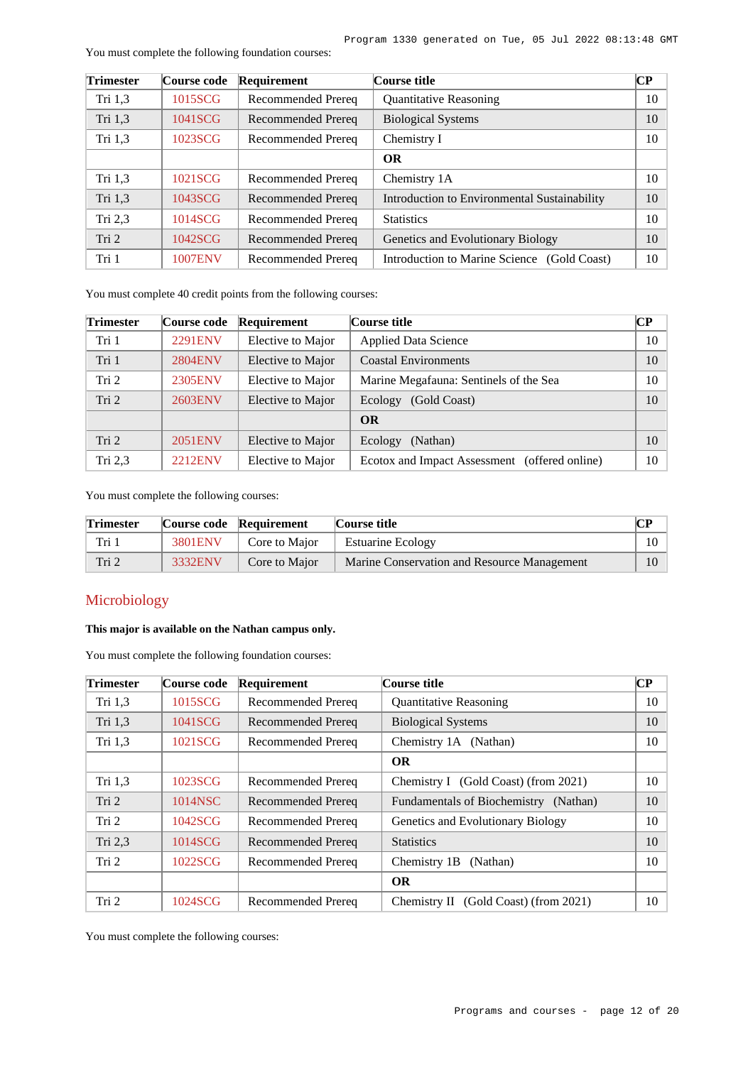You must complete the following foundation courses:

| Trimester | Course code | Requirement | Course title | CP |
|---|---|---|---|---|
| Tri 1,3 | 1015SCG | Recommended Prereq | Quantitative Reasoning | 10 |
| Tri 1,3 | 1041SCG | Recommended Prereq | Biological Systems | 10 |
| Tri 1,3 | 1023SCG | Recommended Prereq | Chemistry I | 10 |
| | | | **OR** | |
| Tri 1,3 | 1021SCG | Recommended Prereq | Chemistry 1A | 10 |
| Tri 1,3 | 1043SCG | Recommended Prereq | Introduction to Environmental Sustainability | 10 |
| Tri 2,3 | 1014SCG | Recommended Prereq | Statistics | 10 |
| Tri 2 | 1042SCG | Recommended Prereq | Genetics and Evolutionary Biology | 10 |
| Tri 1 | 1007ENV | Recommended Prereq | Introduction to Marine Science (Gold Coast) | 10 |

You must complete 40 credit points from the following courses:

| Trimester | Course code | Requirement | Course title | CP |
|---|---|---|---|---|
| Tri 1 | 2291ENV | Elective to Major | Applied Data Science | 10 |
| Tri 1 | 2804ENV | Elective to Major | Coastal Environments | 10 |
| Tri 2 | 2305ENV | Elective to Major | Marine Megafauna: Sentinels of the Sea | 10 |
| Tri 2 | 2603ENV | Elective to Major | Ecology (Gold Coast) | 10 |
| | | | **OR** | |
| Tri 2 | 2051ENV | Elective to Major | Ecology (Nathan) | 10 |
| Tri 2,3 | 2212ENV | Elective to Major | Ecotox and Impact Assessment (offered online) | 10 |

You must complete the following courses:

| Trimester | Course code | Requirement | Course title | CP |
|---|---|---|---|---|
| Tri 1 | 3801ENV | Core to Major | Estuarine Ecology | 10 |
| Tri 2 | 3332ENV | Core to Major | Marine Conservation and Resource Management | 10 |

## Microbiology

**This major is available on the Nathan campus only.**

You must complete the following foundation courses:

| Trimester | Course code | Requirement | Course title | CP |
|---|---|---|---|---|
| Tri 1,3 | 1015SCG | Recommended Prereq | Quantitative Reasoning | 10 |
| Tri 1,3 | 1041SCG | Recommended Prereq | Biological Systems | 10 |
| Tri 1,3 | 1021SCG | Recommended Prereq | Chemistry 1A (Nathan) | 10 |
| | | | **OR** | |
| Tri 1,3 | 1023SCG | Recommended Prereq | Chemistry I (Gold Coast) (from 2021) | 10 |
| Tri 2 | 1014NSC | Recommended Prereq | Fundamentals of Biochemistry (Nathan) | 10 |
| Tri 2 | 1042SCG | Recommended Prereq | Genetics and Evolutionary Biology | 10 |
| Tri 2,3 | 1014SCG | Recommended Prereq | Statistics | 10 |
| Tri 2 | 1022SCG | Recommended Prereq | Chemistry 1B (Nathan) | 10 |
| | | | **OR** | |
| Tri 2 | 1024SCG | Recommended Prereq | Chemistry II (Gold Coast) (from 2021) | 10 |

You must complete the following courses: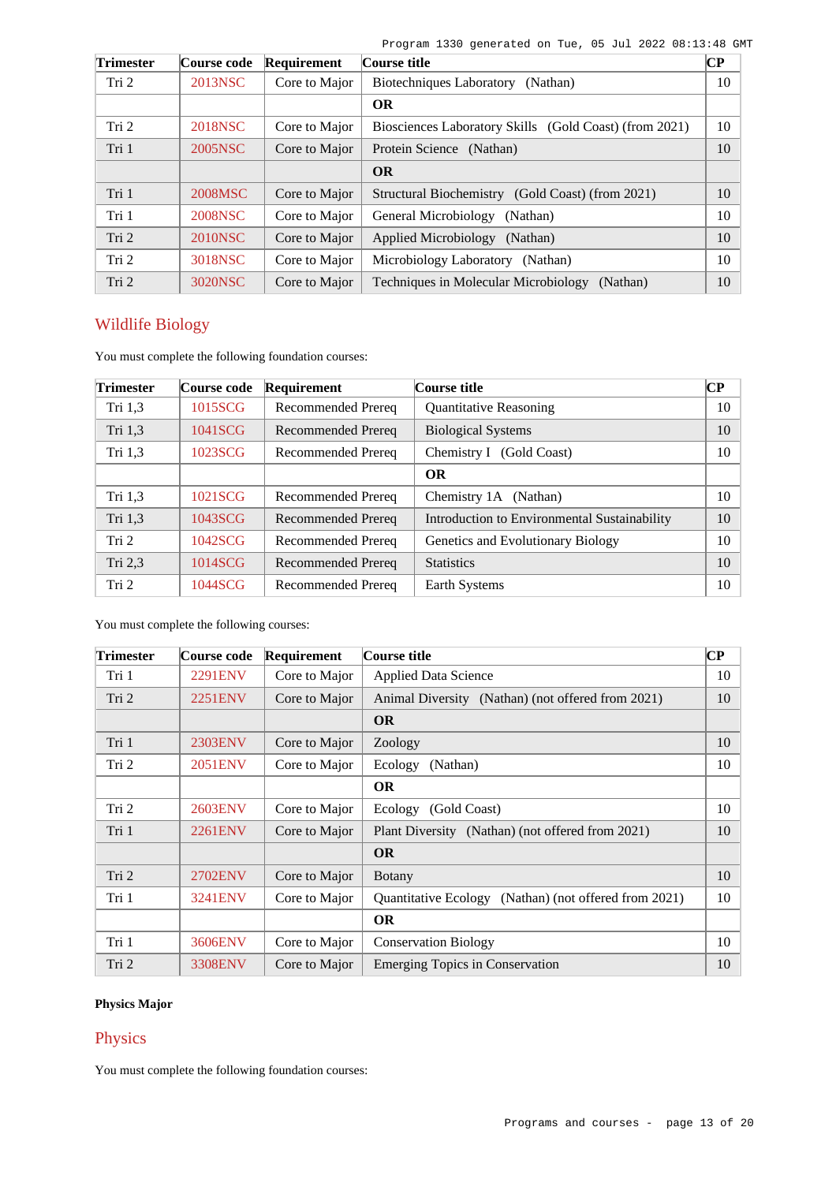| Trimester | Course code | Requirement | Course title | CP |
|---|---|---|---|---|
| Tri 2 | 2013NSC | Core to Major | Biotechniques Laboratory (Nathan) | 10 |
| | | | **OR** | |
| Tri 2 | 2018NSC | Core to Major | Biosciences Laboratory Skills (Gold Coast) (from 2021) | 10 |
| Tri 1 | 2005NSC | Core to Major | Protein Science (Nathan) | 10 |
| | | | **OR** | |
| Tri 1 | 2008MSC | Core to Major | Structural Biochemistry (Gold Coast) (from 2021) | 10 |
| Tri 1 | 2008NSC | Core to Major | General Microbiology (Nathan) | 10 |
| Tri 2 | 2010NSC | Core to Major | Applied Microbiology (Nathan) | 10 |
| Tri 2 | 3018NSC | Core to Major | Microbiology Laboratory (Nathan) | 10 |
| Tri 2 | 3020NSC | Core to Major | Techniques in Molecular Microbiology (Nathan) | 10 |

## Wildlife Biology

You must complete the following foundation courses:

| Trimester | Course code | Requirement | Course title | CP |
|---|---|---|---|---|
| Tri 1,3 | 1015SCG | Recommended Prereq | Quantitative Reasoning | 10 |
| Tri 1,3 | 1041SCG | Recommended Prereq | Biological Systems | 10 |
| Tri 1,3 | 1023SCG | Recommended Prereq | Chemistry I (Gold Coast) | 10 |
| | | | **OR** | |
| Tri 1,3 | 1021SCG | Recommended Prereq | Chemistry 1A (Nathan) | 10 |
| Tri 1,3 | 1043SCG | Recommended Prereq | Introduction to Environmental Sustainability | 10 |
| Tri 2 | 1042SCG | Recommended Prereq | Genetics and Evolutionary Biology | 10 |
| Tri 2,3 | 1014SCG | Recommended Prereq | Statistics | 10 |
| Tri 2 | 1044SCG | Recommended Prereq | Earth Systems | 10 |

You must complete the following courses:

| Trimester | Course code | Requirement | Course title | CP |
|---|---|---|---|---|
| Tri 1 | 2291ENV | Core to Major | Applied Data Science | 10 |
| Tri 2 | 2251ENV | Core to Major | Animal Diversity (Nathan) (not offered from 2021) | 10 |
| | | | **OR** | |
| Tri 1 | 2303ENV | Core to Major | Zoology | 10 |
| Tri 2 | 2051ENV | Core to Major | Ecology (Nathan) | 10 |
| | | | **OR** | |
| Tri 2 | 2603ENV | Core to Major | Ecology (Gold Coast) | 10 |
| Tri 1 | 2261ENV | Core to Major | Plant Diversity (Nathan) (not offered from 2021) | 10 |
| | | | **OR** | |
| Tri 2 | 2702ENV | Core to Major | Botany | 10 |
| Tri 1 | 3241ENV | Core to Major | Quantitative Ecology (Nathan) (not offered from 2021) | 10 |
| | | | **OR** | |
| Tri 1 | 3606ENV | Core to Major | Conservation Biology | 10 |
| Tri 2 | 3308ENV | Core to Major | Emerging Topics in Conservation | 10 |

**Physics Major**

## Physics

You must complete the following foundation courses: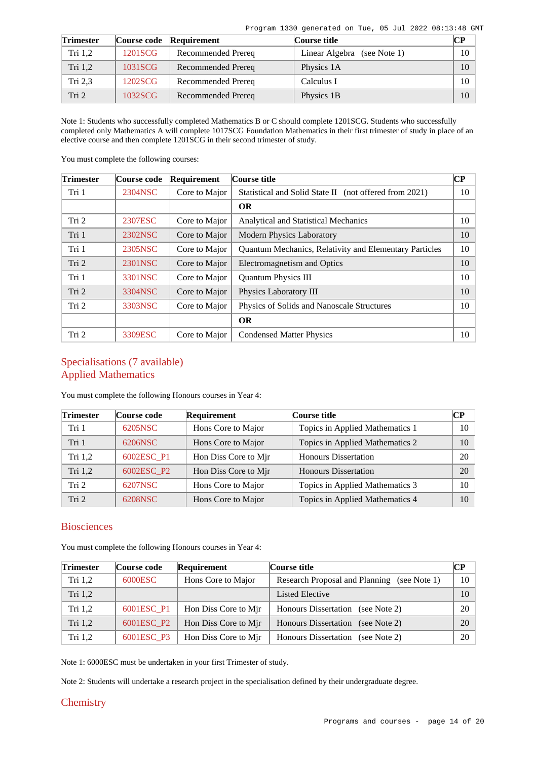| Trimester | Course code | Requirement | Course title | CP |
|---|---|---|---|---|
| Tri 1,2 | 1201SCG | Recommended Prereq | Linear Algebra (see Note 1) | 10 |
| Tri 1,2 | 1031SCG | Recommended Prereq | Physics 1A | 10 |
| Tri 2,3 | 1202SCG | Recommended Prereq | Calculus I | 10 |
| Tri 2 | 1032SCG | Recommended Prereq | Physics 1B | 10 |

Note 1: Students who successfully completed Mathematics B or C should complete 1201SCG. Students who successfully completed only Mathematics A will complete 1017SCG Foundation Mathematics in their first trimester of study in place of an elective course and then complete 1201SCG in their second trimester of study.

You must complete the following courses:

| Trimester | Course code | Requirement | Course title | CP |
|---|---|---|---|---|
| Tri 1 | 2304NSC | Core to Major | Statistical and Solid State II (not offered from 2021) | 10 |
| | | | **OR** | |
| Tri 2 | 2307ESC | Core to Major | Analytical and Statistical Mechanics | 10 |
| Tri 1 | 2302NSC | Core to Major | Modern Physics Laboratory | 10 |
| Tri 1 | 2305NSC | Core to Major | Quantum Mechanics, Relativity and Elementary Particles | 10 |
| Tri 2 | 2301NSC | Core to Major | Electromagnetism and Optics | 10 |
| Tri 1 | 3301NSC | Core to Major | Quantum Physics III | 10 |
| Tri 2 | 3304NSC | Core to Major | Physics Laboratory III | 10 |
| Tri 2 | 3303NSC | Core to Major | Physics of Solids and Nanoscale Structures | 10 |
| | | | **OR** | |
| Tri 2 | 3309ESC | Core to Major | Condensed Matter Physics | 10 |

## Specialisations (7 available)

## Applied Mathematics

You must complete the following Honours courses in Year 4:

| Trimester | Course code | Requirement | Course title | CP |
|---|---|---|---|---|
| Tri 1 | 6205NSC | Hons Core to Major | Topics in Applied Mathematics 1 | 10 |
| Tri 1 | 6206NSC | Hons Core to Major | Topics in Applied Mathematics 2 | 10 |
| Tri 1,2 | 6002ESC_P1 | Hon Diss Core to Mjr | Honours Dissertation | 20 |
| Tri 1,2 | 6002ESC_P2 | Hon Diss Core to Mjr | Honours Dissertation | 20 |
| Tri 2 | 6207NSC | Hons Core to Major | Topics in Applied Mathematics 3 | 10 |
| Tri 2 | 6208NSC | Hons Core to Major | Topics in Applied Mathematics 4 | 10 |

## Biosciences

You must complete the following Honours courses in Year 4:

| Trimester | Course code | Requirement | Course title | CP |
|---|---|---|---|---|
| Tri 1,2 | 6000ESC | Hons Core to Major | Research Proposal and Planning (see Note 1) | 10 |
| Tri 1,2 | | | Listed Elective | 10 |
| Tri 1,2 | 6001ESC_P1 | Hon Diss Core to Mjr | Honours Dissertation (see Note 2) | 20 |
| Tri 1,2 | 6001ESC_P2 | Hon Diss Core to Mjr | Honours Dissertation (see Note 2) | 20 |
| Tri 1,2 | 6001ESC_P3 | Hon Diss Core to Mjr | Honours Dissertation (see Note 2) | 20 |

Note 1: 6000ESC must be undertaken in your first Trimester of study.

Note 2: Students will undertake a research project in the specialisation defined by their undergraduate degree.

## Chemistry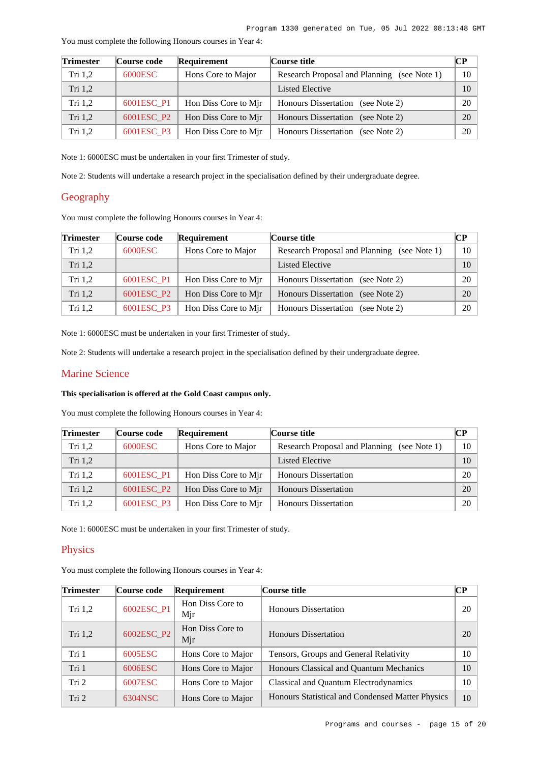You must complete the following Honours courses in Year 4:

| Trimester | Course code | Requirement | Course title | CP |
|---|---|---|---|---|
| Tri 1,2 | 6000ESC | Hons Core to Major | Research Proposal and Planning (see Note 1) | 10 |
| Tri 1,2 | | | Listed Elective | 10 |
| Tri 1,2 | 6001ESC_P1 | Hon Diss Core to Mjr | Honours Dissertation (see Note 2) | 20 |
| Tri 1,2 | 6001ESC_P2 | Hon Diss Core to Mjr | Honours Dissertation (see Note 2) | 20 |
| Tri 1,2 | 6001ESC_P3 | Hon Diss Core to Mjr | Honours Dissertation (see Note 2) | 20 |

Note 1: 6000ESC must be undertaken in your first Trimester of study.

Note 2: Students will undertake a research project in the specialisation defined by their undergraduate degree.

## Geography

You must complete the following Honours courses in Year 4:

| Trimester | Course code | Requirement | Course title | CP |
|---|---|---|---|---|
| Tri 1,2 | 6000ESC | Hons Core to Major | Research Proposal and Planning (see Note 1) | 10 |
| Tri 1,2 | | | Listed Elective | 10 |
| Tri 1,2 | 6001ESC_P1 | Hon Diss Core to Mjr | Honours Dissertation (see Note 2) | 20 |
| Tri 1,2 | 6001ESC_P2 | Hon Diss Core to Mjr | Honours Dissertation (see Note 2) | 20 |
| Tri 1,2 | 6001ESC_P3 | Hon Diss Core to Mjr | Honours Dissertation (see Note 2) | 20 |

Note 1: 6000ESC must be undertaken in your first Trimester of study.

Note 2: Students will undertake a research project in the specialisation defined by their undergraduate degree.

## Marine Science

**This specialisation is offered at the Gold Coast campus only.**

You must complete the following Honours courses in Year 4:

| Trimester | Course code | Requirement | Course title | CP |
|---|---|---|---|---|
| Tri 1,2 | 6000ESC | Hons Core to Major | Research Proposal and Planning (see Note 1) | 10 |
| Tri 1,2 | | | Listed Elective | 10 |
| Tri 1,2 | 6001ESC_P1 | Hon Diss Core to Mjr | Honours Dissertation | 20 |
| Tri 1,2 | 6001ESC_P2 | Hon Diss Core to Mjr | Honours Dissertation | 20 |
| Tri 1,2 | 6001ESC_P3 | Hon Diss Core to Mjr | Honours Dissertation | 20 |

Note 1: 6000ESC must be undertaken in your first Trimester of study.

## Physics

You must complete the following Honours courses in Year 4:

| Trimester | Course code | Requirement | Course title | CP |
|---|---|---|---|---|
| Tri 1,2 | 6002ESC_P1 | Hon Diss Core to Mjr | Honours Dissertation | 20 |
| Tri 1,2 | 6002ESC_P2 | Hon Diss Core to Mjr | Honours Dissertation | 20 |
| Tri 1 | 6005ESC | Hons Core to Major | Tensors, Groups and General Relativity | 10 |
| Tri 1 | 6006ESC | Hons Core to Major | Honours Classical and Quantum Mechanics | 10 |
| Tri 2 | 6007ESC | Hons Core to Major | Classical and Quantum Electrodynamics | 10 |
| Tri 2 | 6304NSC | Hons Core to Major | Honours Statistical and Condensed Matter Physics | 10 |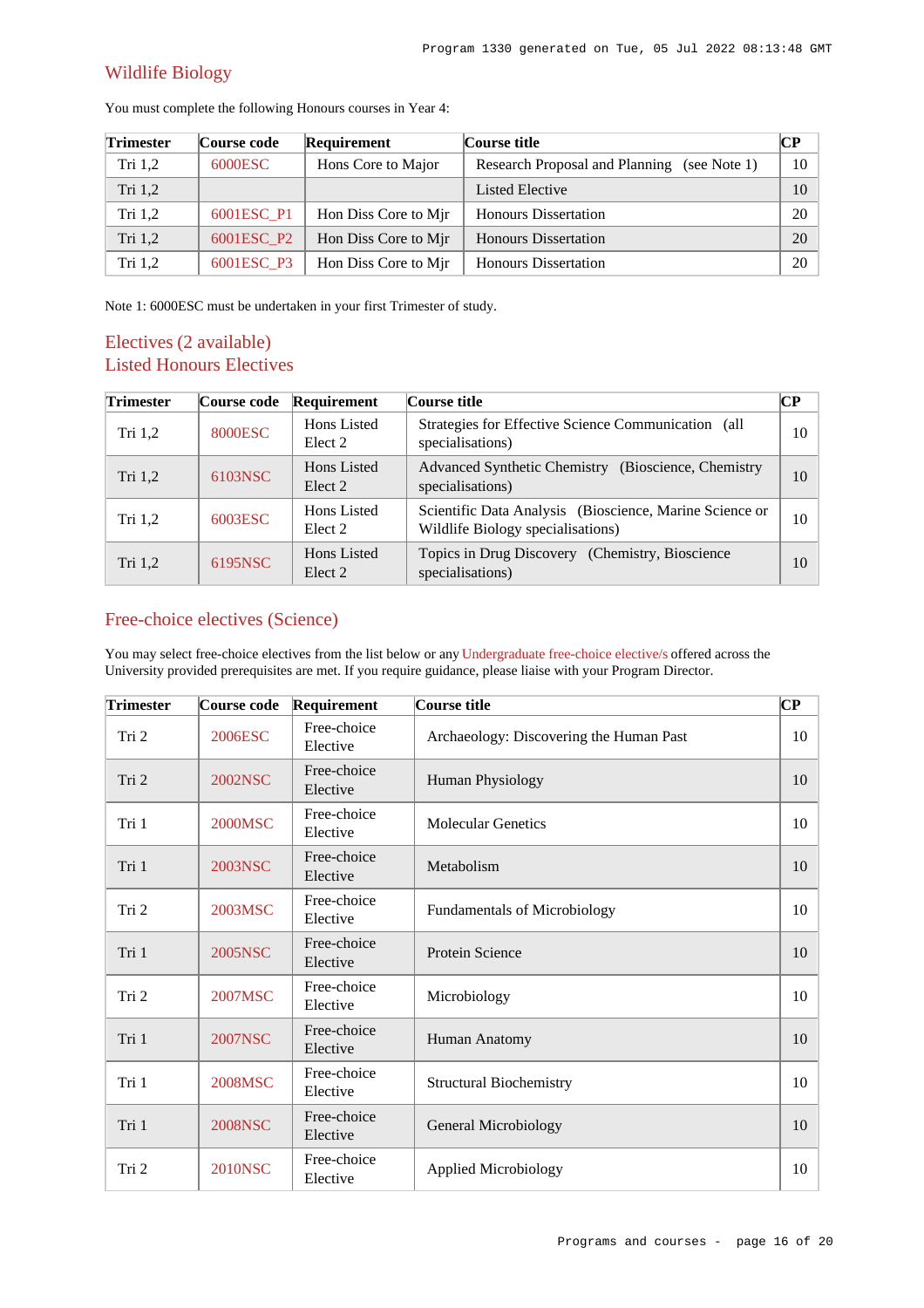## Wildlife Biology

You must complete the following Honours courses in Year 4:

| Trimester | Course code | Requirement | Course title | CP |
|---|---|---|---|---|
| Tri 1,2 | 6000ESC | Hons Core to Major | Research Proposal and Planning (see Note 1) | 10 |
| Tri 1,2 | | | Listed Elective | 10 |
| Tri 1,2 | 6001ESC_P1 | Hon Diss Core to Mjr | Honours Dissertation | 20 |
| Tri 1,2 | 6001ESC_P2 | Hon Diss Core to Mjr | Honours Dissertation | 20 |
| Tri 1,2 | 6001ESC_P3 | Hon Diss Core to Mjr | Honours Dissertation | 20 |

Note 1: 6000ESC must be undertaken in your first Trimester of study.

## Electives (2 available)
## Listed Honours Electives

| Trimester | Course code | Requirement | Course title | CP |
|---|---|---|---|---|
| Tri 1,2 | 8000ESC | Hons Listed Elect 2 | Strategies for Effective Science Communication (all specialisations) | 10 |
| Tri 1,2 | 6103NSC | Hons Listed Elect 2 | Advanced Synthetic Chemistry (Bioscience, Chemistry specialisations) | 10 |
| Tri 1,2 | 6003ESC | Hons Listed Elect 2 | Scientific Data Analysis (Bioscience, Marine Science or Wildlife Biology specialisations) | 10 |
| Tri 1,2 | 6195NSC | Hons Listed Elect 2 | Topics in Drug Discovery (Chemistry, Bioscience specialisations) | 10 |

## Free-choice electives (Science)

You may select free-choice electives from the list below or any Undergraduate free-choice elective/s offered across the University provided prerequisites are met. If you require guidance, please liaise with your Program Director.

| Trimester | Course code | Requirement | Course title | CP |
|---|---|---|---|---|
| Tri 2 | 2006ESC | Free-choice Elective | Archaeology: Discovering the Human Past | 10 |
| Tri 2 | 2002NSC | Free-choice Elective | Human Physiology | 10 |
| Tri 1 | 2000MSC | Free-choice Elective | Molecular Genetics | 10 |
| Tri 1 | 2003NSC | Free-choice Elective | Metabolism | 10 |
| Tri 2 | 2003MSC | Free-choice Elective | Fundamentals of Microbiology | 10 |
| Tri 1 | 2005NSC | Free-choice Elective | Protein Science | 10 |
| Tri 2 | 2007MSC | Free-choice Elective | Microbiology | 10 |
| Tri 1 | 2007NSC | Free-choice Elective | Human Anatomy | 10 |
| Tri 1 | 2008MSC | Free-choice Elective | Structural Biochemistry | 10 |
| Tri 1 | 2008NSC | Free-choice Elective | General Microbiology | 10 |
| Tri 2 | 2010NSC | Free-choice Elective | Applied Microbiology | 10 |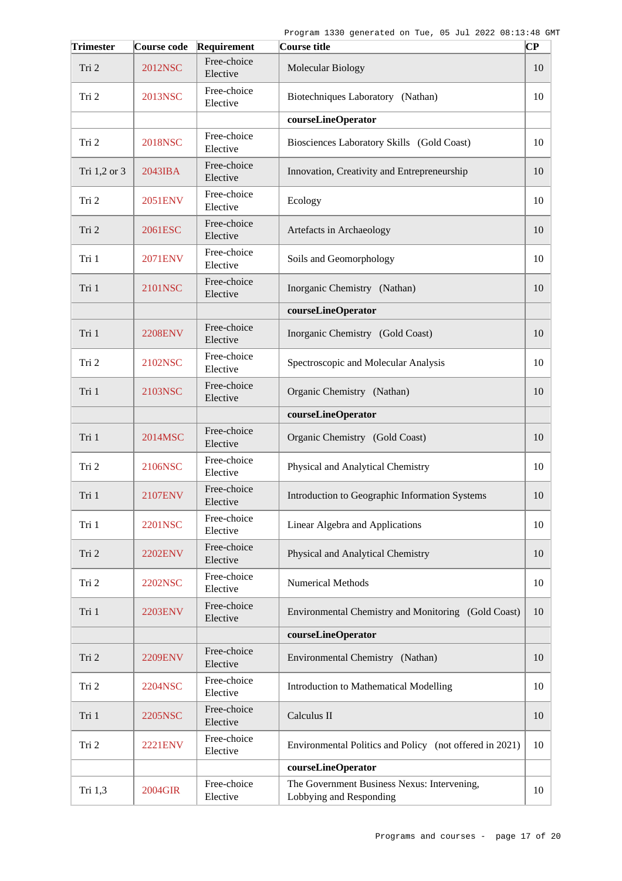| Trimester | Course code | Requirement | Course title | CP |
|---|---|---|---|---|
| Tri 2 | 2012NSC | Free-choice Elective | Molecular Biology | 10 |
| Tri 2 | 2013NSC | Free-choice Elective | Biotechniques Laboratory (Nathan) | 10 |
| | | | **courseLineOperator** | |
| Tri 2 | 2018NSC | Free-choice Elective | Biosciences Laboratory Skills (Gold Coast) | 10 |
| Tri 1,2 or 3 | 2043IBA | Free-choice Elective | Innovation, Creativity and Entrepreneurship | 10 |
| Tri 2 | 2051ENV | Free-choice Elective | Ecology | 10 |
| Tri 2 | 2061ESC | Free-choice Elective | Artefacts in Archaeology | 10 |
| Tri 1 | 2071ENV | Free-choice Elective | Soils and Geomorphology | 10 |
| Tri 1 | 2101NSC | Free-choice Elective | Inorganic Chemistry (Nathan) | 10 |
| | | | **courseLineOperator** | |
| Tri 1 | 2208ENV | Free-choice Elective | Inorganic Chemistry (Gold Coast) | 10 |
| Tri 2 | 2102NSC | Free-choice Elective | Spectroscopic and Molecular Analysis | 10 |
| Tri 1 | 2103NSC | Free-choice Elective | Organic Chemistry (Nathan) | 10 |
| | | | **courseLineOperator** | |
| Tri 1 | 2014MSC | Free-choice Elective | Organic Chemistry (Gold Coast) | 10 |
| Tri 2 | 2106NSC | Free-choice Elective | Physical and Analytical Chemistry | 10 |
| Tri 1 | 2107ENV | Free-choice Elective | Introduction to Geographic Information Systems | 10 |
| Tri 1 | 2201NSC | Free-choice Elective | Linear Algebra and Applications | 10 |
| Tri 2 | 2202ENV | Free-choice Elective | Physical and Analytical Chemistry | 10 |
| Tri 2 | 2202NSC | Free-choice Elective | Numerical Methods | 10 |
| Tri 1 | 2203ENV | Free-choice Elective | Environmental Chemistry and Monitoring (Gold Coast) | 10 |
| | | | **courseLineOperator** | |
| Tri 2 | 2209ENV | Free-choice Elective | Environmental Chemistry (Nathan) | 10 |
| Tri 2 | 2204NSC | Free-choice Elective | Introduction to Mathematical Modelling | 10 |
| Tri 1 | 2205NSC | Free-choice Elective | Calculus II | 10 |
| Tri 2 | 2221ENV | Free-choice Elective | Environmental Politics and Policy (not offered in 2021) | 10 |
| | | | **courseLineOperator** | |
| Tri 1,3 | 2004GIR | Free-choice Elective | The Government Business Nexus: Intervening, Lobbying and Responding | 10 |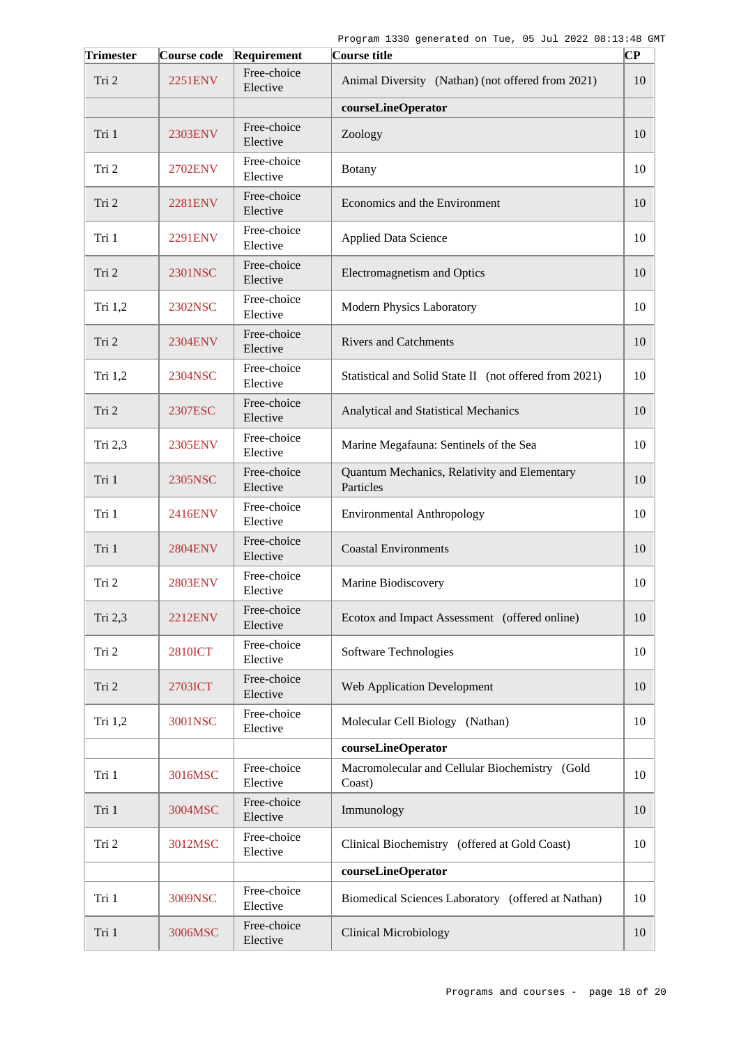| Trimester | Course code | Requirement | Course title | CP |
|---|---|---|---|---|
| Tri 2 | 2251ENV | Free-choice Elective | Animal Diversity (Nathan) (not offered from 2021) | 10 |
| | | | **courseLineOperator** | |
| Tri 1 | 2303ENV | Free-choice Elective | Zoology | 10 |
| Tri 2 | 2702ENV | Free-choice Elective | Botany | 10 |
| Tri 2 | 2281ENV | Free-choice Elective | Economics and the Environment | 10 |
| Tri 1 | 2291ENV | Free-choice Elective | Applied Data Science | 10 |
| Tri 2 | 2301NSC | Free-choice Elective | Electromagnetism and Optics | 10 |
| Tri 1,2 | 2302NSC | Free-choice Elective | Modern Physics Laboratory | 10 |
| Tri 2 | 2304ENV | Free-choice Elective | Rivers and Catchments | 10 |
| Tri 1,2 | 2304NSC | Free-choice Elective | Statistical and Solid State II (not offered from 2021) | 10 |
| Tri 2 | 2307ESC | Free-choice Elective | Analytical and Statistical Mechanics | 10 |
| Tri 2,3 | 2305ENV | Free-choice Elective | Marine Megafauna: Sentinels of the Sea | 10 |
| Tri 1 | 2305NSC | Free-choice Elective | Quantum Mechanics, Relativity and Elementary Particles | 10 |
| Tri 1 | 2416ENV | Free-choice Elective | Environmental Anthropology | 10 |
| Tri 1 | 2804ENV | Free-choice Elective | Coastal Environments | 10 |
| Tri 2 | 2803ENV | Free-choice Elective | Marine Biodiscovery | 10 |
| Tri 2,3 | 2212ENV | Free-choice Elective | Ecotox and Impact Assessment (offered online) | 10 |
| Tri 2 | 2810ICT | Free-choice Elective | Software Technologies | 10 |
| Tri 2 | 2703ICT | Free-choice Elective | Web Application Development | 10 |
| Tri 1,2 | 3001NSC | Free-choice Elective | Molecular Cell Biology (Nathan) | 10 |
| | | | **courseLineOperator** | |
| Tri 1 | 3016MSC | Free-choice Elective | Macromolecular and Cellular Biochemistry (Gold Coast) | 10 |
| Tri 1 | 3004MSC | Free-choice Elective | Immunology | 10 |
| Tri 2 | 3012MSC | Free-choice Elective | Clinical Biochemistry (offered at Gold Coast) | 10 |
| | | | **courseLineOperator** | |
| Tri 1 | 3009NSC | Free-choice Elective | Biomedical Sciences Laboratory (offered at Nathan) | 10 |
| Tri 1 | 3006MSC | Free-choice Elective | Clinical Microbiology | 10 |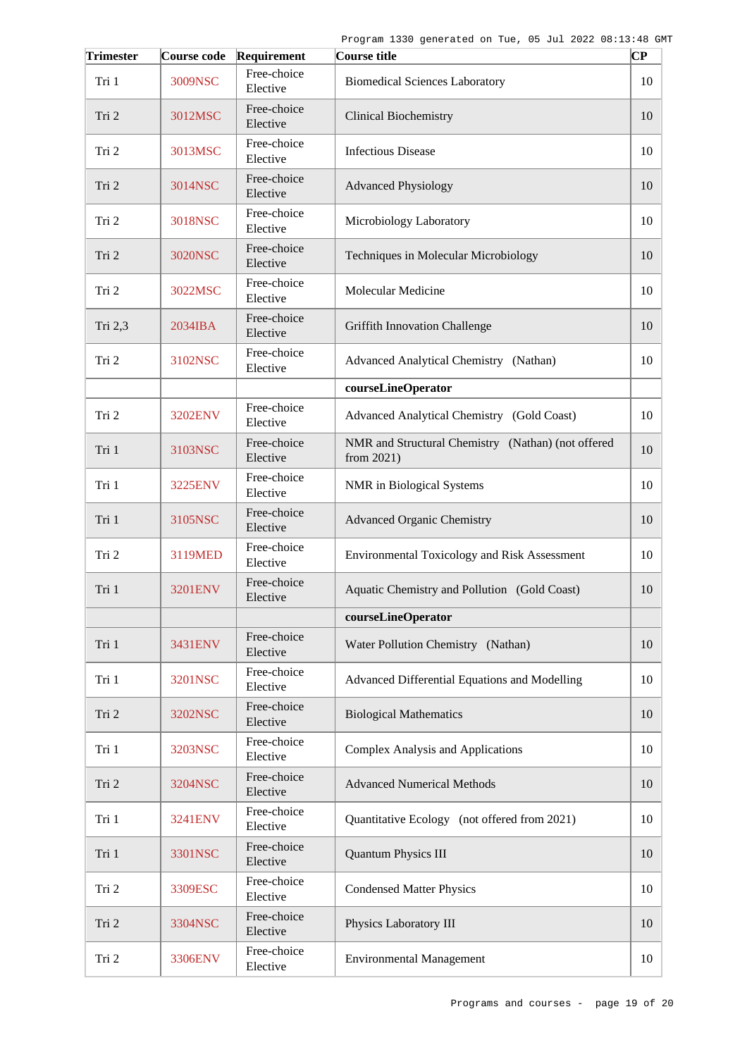| Trimester | Course code | Requirement | Course title | CP |
|---|---|---|---|---|
| Tri 1 | 3009NSC | Free-choice Elective | Biomedical Sciences Laboratory | 10 |
| Tri 2 | 3012MSC | Free-choice Elective | Clinical Biochemistry | 10 |
| Tri 2 | 3013MSC | Free-choice Elective | Infectious Disease | 10 |
| Tri 2 | 3014NSC | Free-choice Elective | Advanced Physiology | 10 |
| Tri 2 | 3018NSC | Free-choice Elective | Microbiology Laboratory | 10 |
| Tri 2 | 3020NSC | Free-choice Elective | Techniques in Molecular Microbiology | 10 |
| Tri 2 | 3022MSC | Free-choice Elective | Molecular Medicine | 10 |
| Tri 2,3 | 2034IBA | Free-choice Elective | Griffith Innovation Challenge | 10 |
| Tri 2 | 3102NSC | Free-choice Elective | Advanced Analytical Chemistry (Nathan) | 10 |
| | | | **courseLineOperator** | |
| Tri 2 | 3202ENV | Free-choice Elective | Advanced Analytical Chemistry (Gold Coast) | 10 |
| Tri 1 | 3103NSC | Free-choice Elective | NMR and Structural Chemistry (Nathan) (not offered from 2021) | 10 |
| Tri 1 | 3225ENV | Free-choice Elective | NMR in Biological Systems | 10 |
| Tri 1 | 3105NSC | Free-choice Elective | Advanced Organic Chemistry | 10 |
| Tri 2 | 3119MED | Free-choice Elective | Environmental Toxicology and Risk Assessment | 10 |
| Tri 1 | 3201ENV | Free-choice Elective | Aquatic Chemistry and Pollution (Gold Coast) | 10 |
| | | | **courseLineOperator** | |
| Tri 1 | 3431ENV | Free-choice Elective | Water Pollution Chemistry (Nathan) | 10 |
| Tri 1 | 3201NSC | Free-choice Elective | Advanced Differential Equations and Modelling | 10 |
| Tri 2 | 3202NSC | Free-choice Elective | Biological Mathematics | 10 |
| Tri 1 | 3203NSC | Free-choice Elective | Complex Analysis and Applications | 10 |
| Tri 2 | 3204NSC | Free-choice Elective | Advanced Numerical Methods | 10 |
| Tri 1 | 3241ENV | Free-choice Elective | Quantitative Ecology (not offered from 2021) | 10 |
| Tri 1 | 3301NSC | Free-choice Elective | Quantum Physics III | 10 |
| Tri 2 | 3309ESC | Free-choice Elective | Condensed Matter Physics | 10 |
| Tri 2 | 3304NSC | Free-choice Elective | Physics Laboratory III | 10 |
| Tri 2 | 3306ENV | Free-choice Elective | Environmental Management | 10 |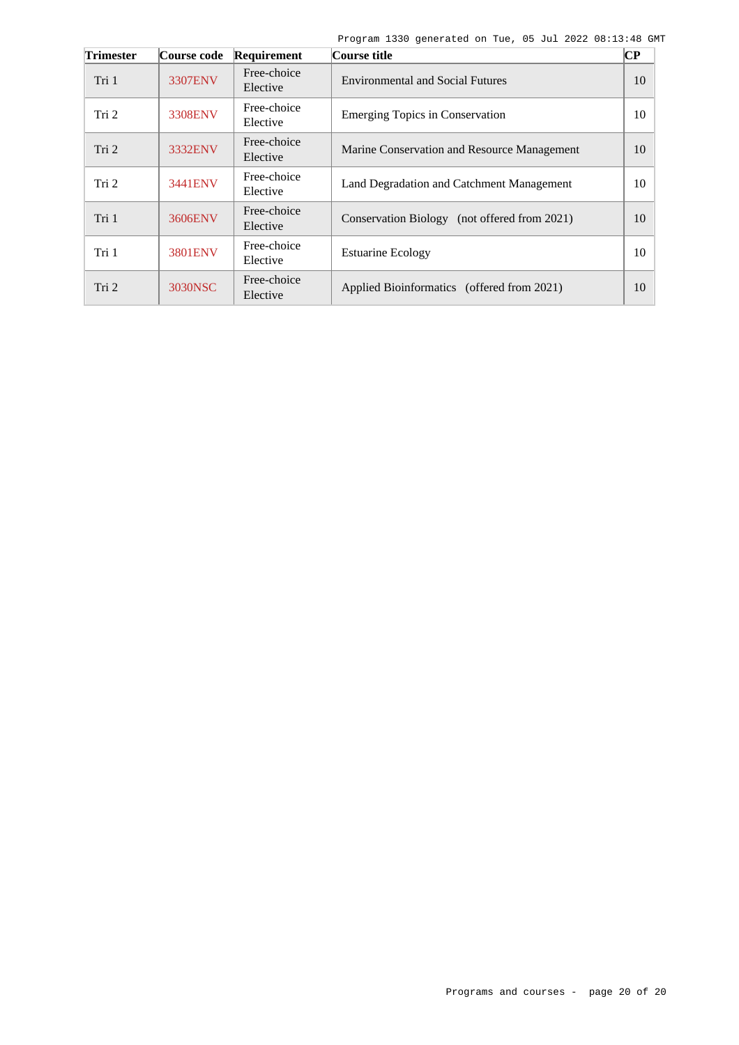| Trimester | Course code | Requirement | Course title | CP |
|---|---|---|---|---|
| Tri 1 | 3307ENV | Free-choice Elective | Environmental and Social Futures | 10 |
| Tri 2 | 3308ENV | Free-choice Elective | Emerging Topics in Conservation | 10 |
| Tri 2 | 3332ENV | Free-choice Elective | Marine Conservation and Resource Management | 10 |
| Tri 2 | 3441ENV | Free-choice Elective | Land Degradation and Catchment Management | 10 |
| Tri 1 | 3606ENV | Free-choice Elective | Conservation Biology (not offered from 2021) | 10 |
| Tri 1 | 3801ENV | Free-choice Elective | Estuarine Ecology | 10 |
| Tri 2 | 3030NSC | Free-choice Elective | Applied Bioinformatics (offered from 2021) | 10 |